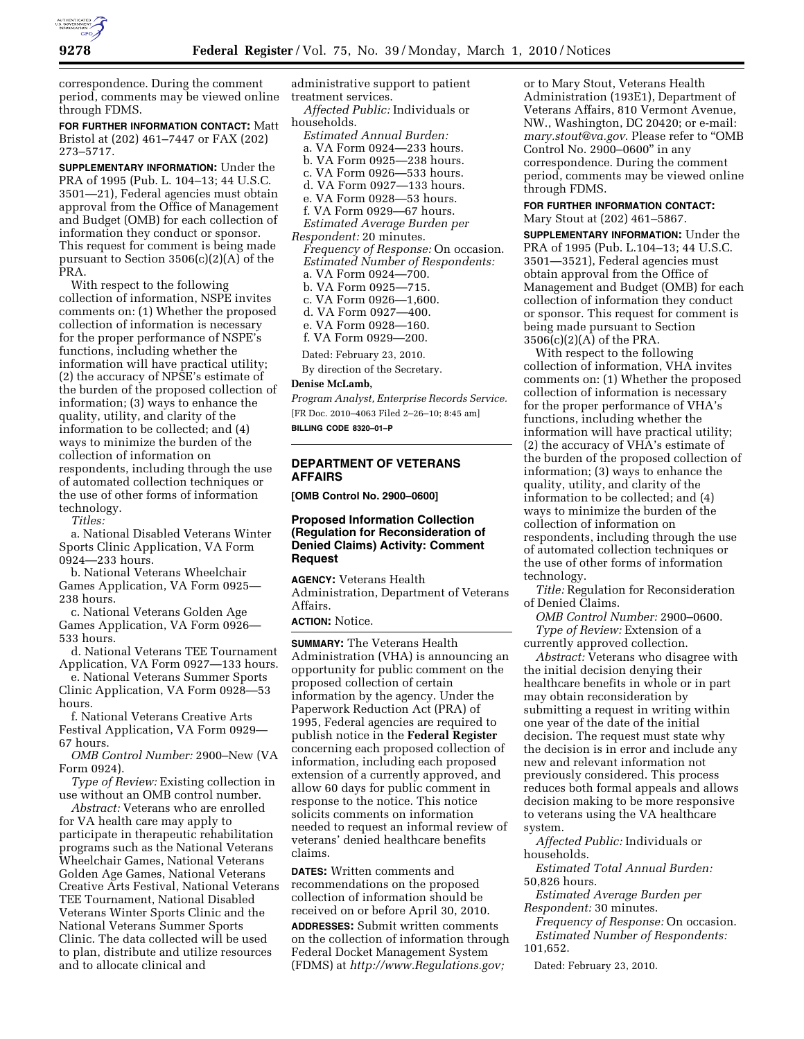correspondence. During the comment period, comments may be viewed online through FDMS.

**FOR FURTHER INFORMATION CONTACT:** Matt Bristol at (202) 461–7447 or FAX (202) 273–5717.

**SUPPLEMENTARY INFORMATION:** Under the PRA of 1995 (Pub. L. 104–13; 44 U.S.C. 3501—21), Federal agencies must obtain approval from the Office of Management and Budget (OMB) for each collection of information they conduct or sponsor. This request for comment is being made pursuant to Section 3506(c)(2)(A) of the PRA.

With respect to the following collection of information, NSPE invites comments on: (1) Whether the proposed collection of information is necessary for the proper performance of NSPE's functions, including whether the information will have practical utility; (2) the accuracy of NPSE's estimate of the burden of the proposed collection of information; (3) ways to enhance the quality, utility, and clarity of the information to be collected; and (4) ways to minimize the burden of the collection of information on respondents, including through the use of automated collection techniques or the use of other forms of information technology.

*Titles:*

a. National Disabled Veterans Winter Sports Clinic Application, VA Form 0924—233 hours.

b. National Veterans Wheelchair Games Application, VA Form 0925—238 hours.

c. National Veterans Golden Age Games Application, VA Form 0926—533 hours.

d. National Veterans TEE Tournament Application, VA Form 0927—133 hours.

e. National Veterans Summer Sports Clinic Application, VA Form 0928—53 hours.

f. National Veterans Creative Arts Festival Application, VA Form 0929—67 hours.

*OMB Control Number:* 2900–New (VA Form 0924).

*Type of Review:* Existing collection in use without an OMB control number.

*Abstract:* Veterans who are enrolled for VA health care may apply to participate in therapeutic rehabilitation programs such as the National Veterans Wheelchair Games, National Veterans Golden Age Games, National Veterans Creative Arts Festival, National Veterans TEE Tournament, National Disabled Veterans Winter Sports Clinic and the National Veterans Summer Sports Clinic. The data collected will be used to plan, distribute and utilize resources and to allocate clinical and administrative support to patient treatment services.

*Affected Public:* Individuals or households.

*Estimated Annual Burden:*

a. VA Form 0924—233 hours.
b. VA Form 0925—238 hours.
c. VA Form 0926—533 hours.
d. VA Form 0927—133 hours.
e. VA Form 0928—53 hours.
f. VA Form 0929—67 hours.

*Estimated Average Burden per Respondent:* 20 minutes.

*Frequency of Response:* On occasion.

*Estimated Number of Respondents:*

a. VA Form 0924—700.
b. VA Form 0925—715.
c. VA Form 0926—1,600.
d. VA Form 0927—400.
e. VA Form 0928—160.
f. VA Form 0929—200.

Dated: February 23, 2010.

By direction of the Secretary.

**Denise McLamb,**

*Program Analyst, Enterprise Records Service.*

[FR Doc. 2010–4063 Filed 2–26–10; 8:45 am]

**BILLING CODE 8320–01–P**

---

## DEPARTMENT OF VETERANS AFFAIRS

**[OMB Control No. 2900–0600]**

### Proposed Information Collection (Regulation for Reconsideration of Denied Claims) Activity: Comment Request

**AGENCY:** Veterans Health Administration, Department of Veterans Affairs.

**ACTION:** Notice.

**SUMMARY:** The Veterans Health Administration (VHA) is announcing an opportunity for public comment on the proposed collection of certain information by the agency. Under the Paperwork Reduction Act (PRA) of 1995, Federal agencies are required to publish notice in the **Federal Register** concerning each proposed collection of information, including each proposed extension of a currently approved, and allow 60 days for public comment in response to the notice. This notice solicits comments on information needed to request an informal review of veterans' denied healthcare benefits claims.

**DATES:** Written comments and recommendations on the proposed collection of information should be received on or before April 30, 2010.

**ADDRESSES:** Submit written comments on the collection of information through Federal Docket Management System (FDMS) at *http://www.Regulations.gov;* or to Mary Stout, Veterans Health Administration (193E1), Department of Veterans Affairs, 810 Vermont Avenue, NW., Washington, DC 20420; or e-mail: *mary.stout@va.gov*. Please refer to "OMB Control No. 2900–0600" in any correspondence. During the comment period, comments may be viewed online through FDMS.

**FOR FURTHER INFORMATION CONTACT:** Mary Stout at (202) 461–5867.

**SUPPLEMENTARY INFORMATION:** Under the PRA of 1995 (Pub. L.104–13; 44 U.S.C. 3501—3521), Federal agencies must obtain approval from the Office of Management and Budget (OMB) for each collection of information they conduct or sponsor. This request for comment is being made pursuant to Section 3506(c)(2)(A) of the PRA.

With respect to the following collection of information, VHA invites comments on: (1) Whether the proposed collection of information is necessary for the proper performance of VHA's functions, including whether the information will have practical utility; (2) the accuracy of VHA's estimate of the burden of the proposed collection of information; (3) ways to enhance the quality, utility, and clarity of the information to be collected; and (4) ways to minimize the burden of the collection of information on respondents, including through the use of automated collection techniques or the use of other forms of information technology.

*Title:* Regulation for Reconsideration of Denied Claims.

*OMB Control Number:* 2900–0600.

*Type of Review:* Extension of a currently approved collection.

*Abstract:* Veterans who disagree with the initial decision denying their healthcare benefits in whole or in part may obtain reconsideration by submitting a request in writing within one year of the date of the initial decision. The request must state why the decision is in error and include any new and relevant information not previously considered. This process reduces both formal appeals and allows decision making to be more responsive to veterans using the VA healthcare system.

*Affected Public:* Individuals or households.

*Estimated Total Annual Burden:* 50,826 hours.

*Estimated Average Burden per Respondent:* 30 minutes.

*Frequency of Response:* On occasion.

*Estimated Number of Respondents:* 101,652.

Dated: February 23, 2010.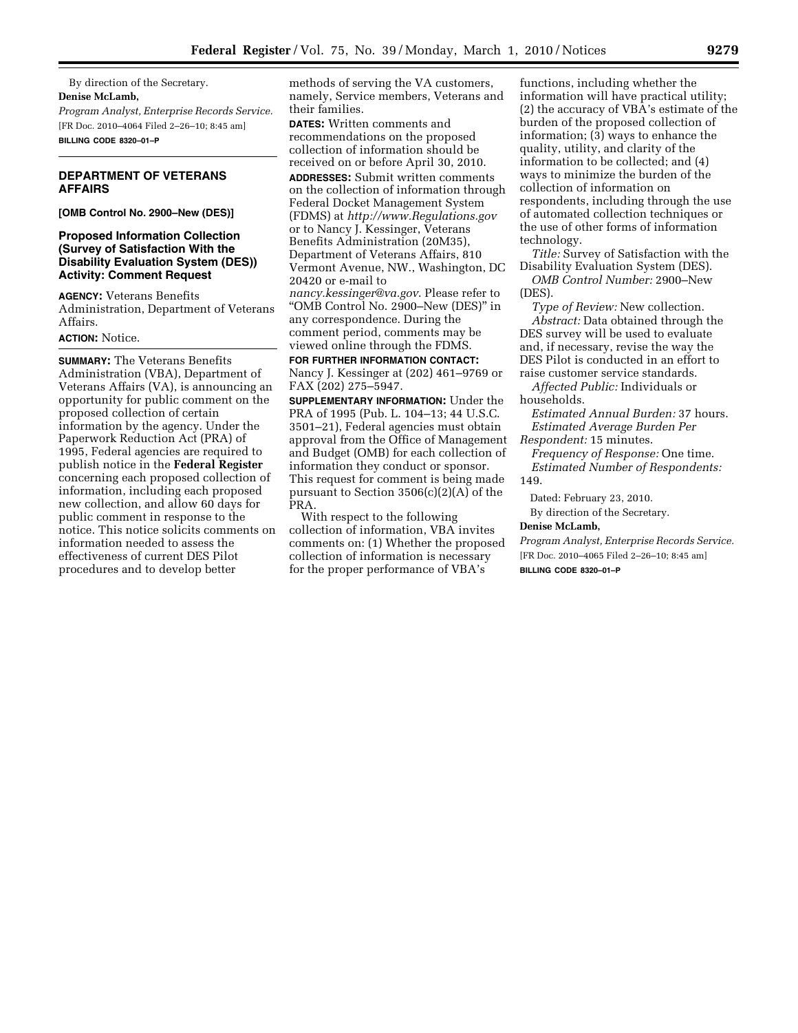By direction of the Secretary.

**Denise McLamb,**

*Program Analyst, Enterprise Records Service.*

[FR Doc. 2010–4064 Filed 2–26–10; 8:45 am]

**BILLING CODE 8320–01–P**

## DEPARTMENT OF VETERANS AFFAIRS

**[OMB Control No. 2900–New (DES)]**

## Proposed Information Collection (Survey of Satisfaction With the Disability Evaluation System (DES)) Activity: Comment Request

**AGENCY:** Veterans Benefits Administration, Department of Veterans Affairs.

**ACTION:** Notice.

**SUMMARY:** The Veterans Benefits Administration (VBA), Department of Veterans Affairs (VA), is announcing an opportunity for public comment on the proposed collection of certain information by the agency. Under the Paperwork Reduction Act (PRA) of 1995, Federal agencies are required to publish notice in the **Federal Register** concerning each proposed collection of information, including each proposed new collection, and allow 60 days for public comment in response to the notice. This notice solicits comments on information needed to assess the effectiveness of current DES Pilot procedures and to develop better methods of serving the VA customers, namely, Service members, Veterans and their families.

**DATES:** Written comments and recommendations on the proposed collection of information should be received on or before April 30, 2010.

**ADDRESSES:** Submit written comments on the collection of information through Federal Docket Management System (FDMS) at *http://www.Regulations.gov* or to Nancy J. Kessinger, Veterans Benefits Administration (20M35), Department of Veterans Affairs, 810 Vermont Avenue, NW., Washington, DC 20420 or e-mail to *nancy.kessinger@va.gov*. Please refer to "OMB Control No. 2900–New (DES)" in any correspondence. During the comment period, comments may be viewed online through the FDMS.

**FOR FURTHER INFORMATION CONTACT:** Nancy J. Kessinger at (202) 461–9769 or FAX (202) 275–5947.

**SUPPLEMENTARY INFORMATION:** Under the PRA of 1995 (Pub. L. 104–13; 44 U.S.C. 3501–21), Federal agencies must obtain approval from the Office of Management and Budget (OMB) for each collection of information they conduct or sponsor. This request for comment is being made pursuant to Section 3506(c)(2)(A) of the PRA.

With respect to the following collection of information, VBA invites comments on: (1) Whether the proposed collection of information is necessary for the proper performance of VBA's functions, including whether the information will have practical utility; (2) the accuracy of VBA's estimate of the burden of the proposed collection of information; (3) ways to enhance the quality, utility, and clarity of the information to be collected; and (4) ways to minimize the burden of the collection of information on respondents, including through the use of automated collection techniques or the use of other forms of information technology.

*Title:* Survey of Satisfaction with the Disability Evaluation System (DES).

*OMB Control Number:* 2900–New (DES).

*Type of Review:* New collection.

*Abstract:* Data obtained through the DES survey will be used to evaluate and, if necessary, revise the way the DES Pilot is conducted in an effort to raise customer service standards.

*Affected Public:* Individuals or households.

*Estimated Annual Burden:* 37 hours.

*Estimated Average Burden Per Respondent:* 15 minutes.

*Frequency of Response:* One time.

*Estimated Number of Respondents:* 149.

Dated: February 23, 2010.

By direction of the Secretary.

**Denise McLamb,**

*Program Analyst, Enterprise Records Service.*

[FR Doc. 2010–4065 Filed 2–26–10; 8:45 am]

**BILLING CODE 8320–01–P**